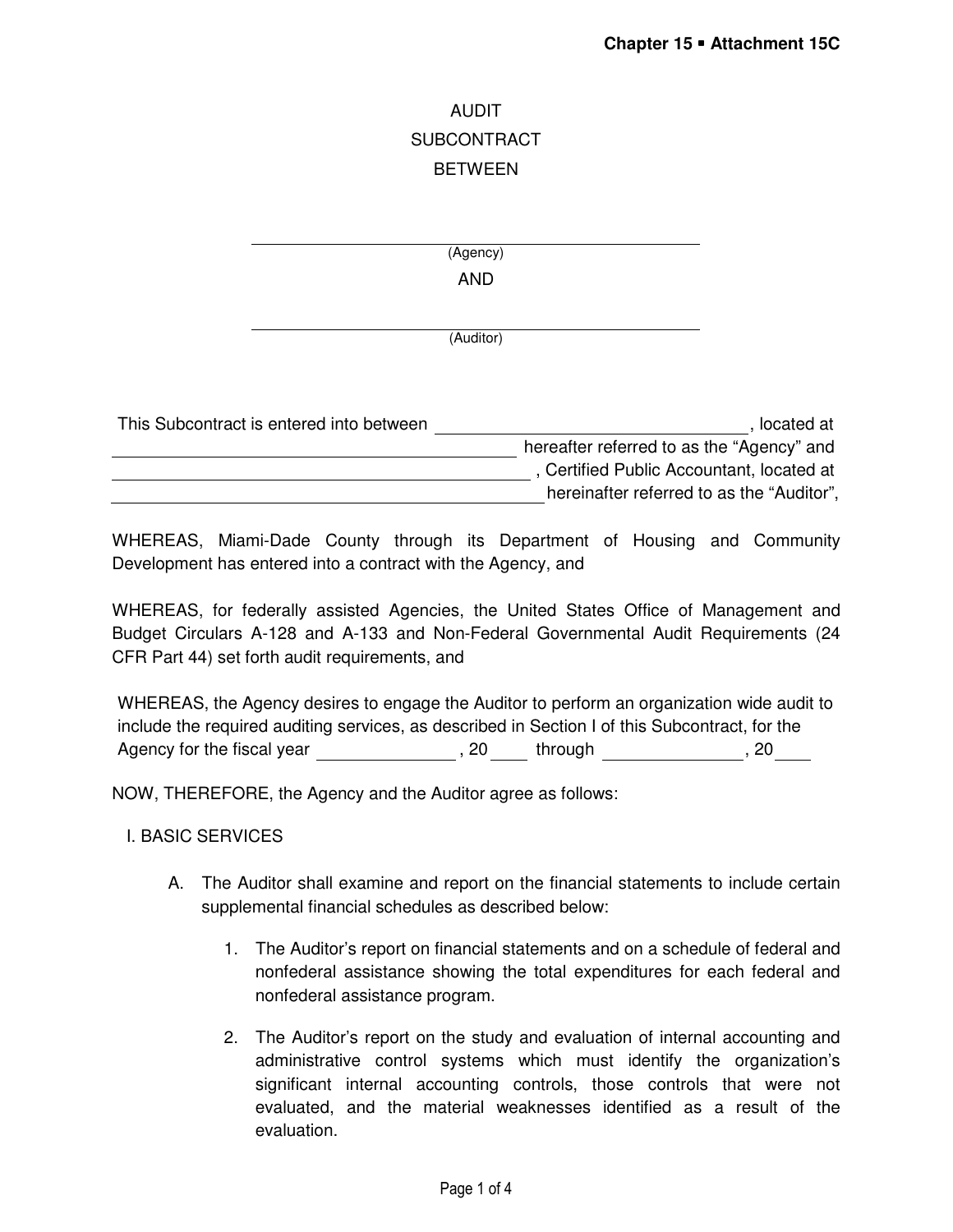AUDIT
SUBCONTRACT
BETWEEN

______________________________
(Agency)

AND

______________________________
(Auditor)

This Subcontract is entered into between ______________________________, located at ______________________________ hereafter referred to as the "Agency" and ______________________________, Certified Public Accountant, located at ______________________________ hereinafter referred to as the "Auditor",

WHEREAS, Miami-Dade County through its Department of Housing and Community Development has entered into a contract with the Agency, and

WHEREAS, for federally assisted Agencies, the United States Office of Management and Budget Circulars A-128 and A-133 and Non-Federal Governmental Audit Requirements (24 CFR Part 44) set forth audit requirements, and

WHEREAS, the Agency desires to engage the Auditor to perform an organization wide audit to include the required auditing services, as described in Section I of this Subcontract, for the Agency for the fiscal year ______________, 20____ through ______________, 20____

NOW, THEREFORE, the Agency and the Auditor agree as follows:

I. BASIC SERVICES

A. The Auditor shall examine and report on the financial statements to include certain supplemental financial schedules as described below:

1. The Auditor's report on financial statements and on a schedule of federal and nonfederal assistance showing the total expenditures for each federal and nonfederal assistance program.

2. The Auditor's report on the study and evaluation of internal accounting and administrative control systems which must identify the organization's significant internal accounting controls, those controls that were not evaluated, and the material weaknesses identified as a result of the evaluation.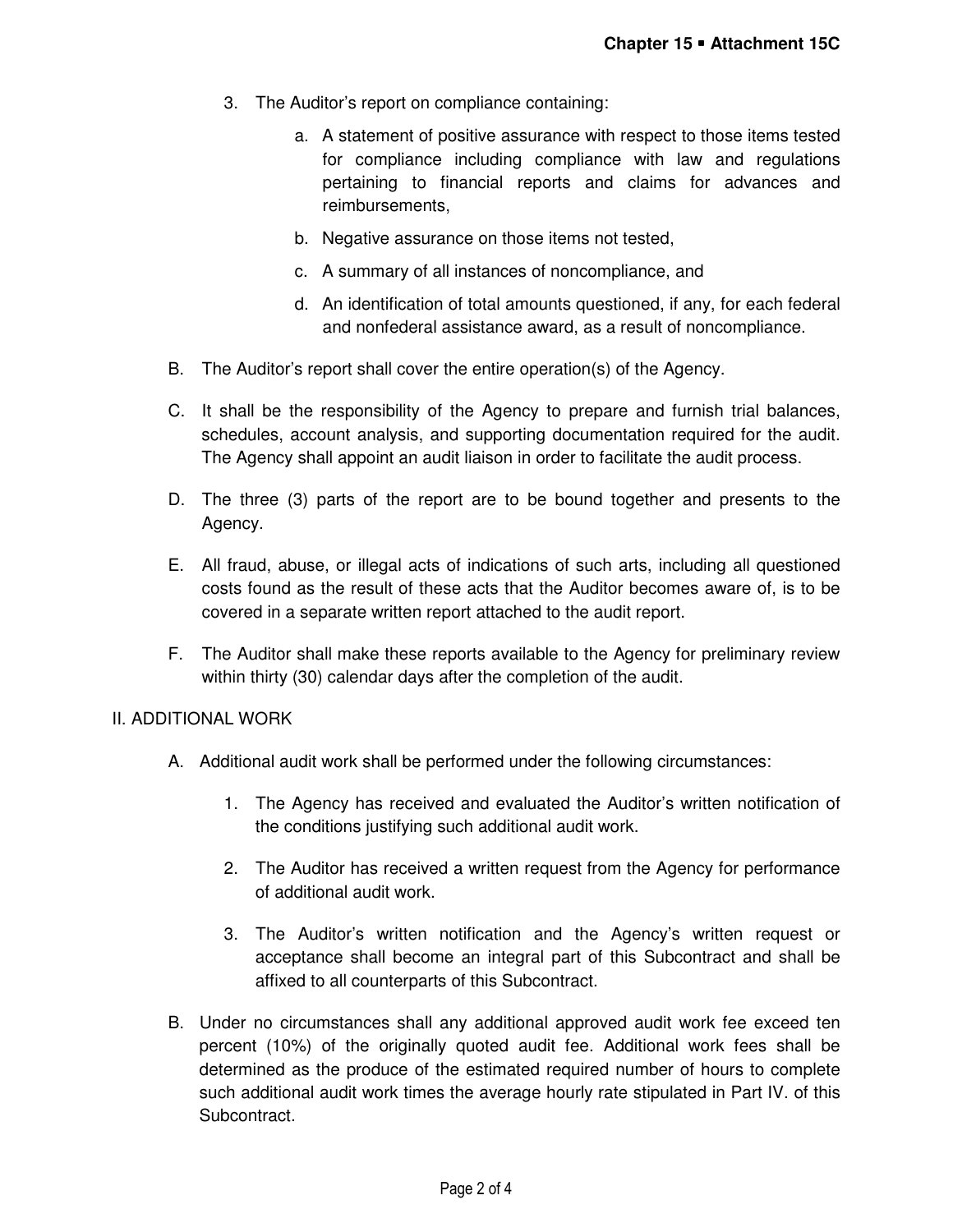3. The Auditor's report on compliance containing:

    a. A statement of positive assurance with respect to those items tested for compliance including compliance with law and regulations pertaining to financial reports and claims for advances and reimbursements,

    b. Negative assurance on those items not tested,

    c. A summary of all instances of noncompliance, and

    d. An identification of total amounts questioned, if any, for each federal and nonfederal assistance award, as a result of noncompliance.

B. The Auditor's report shall cover the entire operation(s) of the Agency.

C. It shall be the responsibility of the Agency to prepare and furnish trial balances, schedules, account analysis, and supporting documentation required for the audit. The Agency shall appoint an audit liaison in order to facilitate the audit process.

D. The three (3) parts of the report are to be bound together and presents to the Agency.

E. All fraud, abuse, or illegal acts of indications of such arts, including all questioned costs found as the result of these acts that the Auditor becomes aware of, is to be covered in a separate written report attached to the audit report.

F. The Auditor shall make these reports available to the Agency for preliminary review within thirty (30) calendar days after the completion of the audit.

II. ADDITIONAL WORK

A. Additional audit work shall be performed under the following circumstances:

    1. The Agency has received and evaluated the Auditor's written notification of the conditions justifying such additional audit work.

    2. The Auditor has received a written request from the Agency for performance of additional audit work.

    3. The Auditor's written notification and the Agency's written request or acceptance shall become an integral part of this Subcontract and shall be affixed to all counterparts of this Subcontract.

B. Under no circumstances shall any additional approved audit work fee exceed ten percent (10%) of the originally quoted audit fee. Additional work fees shall be determined as the produce of the estimated required number of hours to complete such additional audit work times the average hourly rate stipulated in Part IV. of this Subcontract.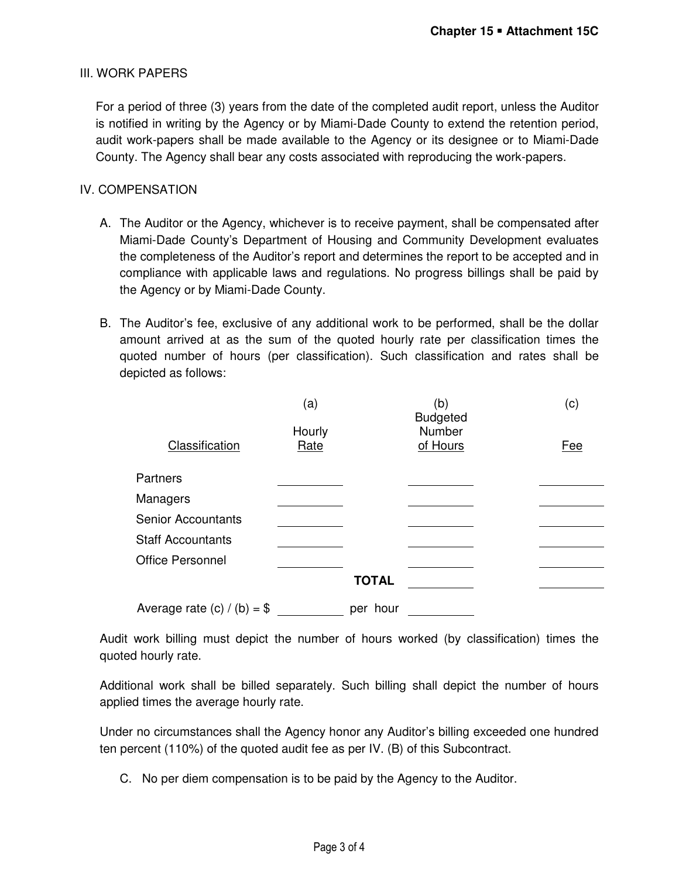III. WORK PAPERS

For a period of three (3) years from the date of the completed audit report, unless the Auditor is notified in writing by the Agency or by Miami-Dade County to extend the retention period, audit work-papers shall be made available to the Agency or its designee or to Miami-Dade County. The Agency shall bear any costs associated with reproducing the work-papers.

IV. COMPENSATION

A. The Auditor or the Agency, whichever is to receive payment, shall be compensated after Miami-Dade County's Department of Housing and Community Development evaluates the completeness of the Auditor's report and determines the report to be accepted and in compliance with applicable laws and regulations. No progress billings shall be paid by the Agency or by Miami-Dade County.

B. The Auditor's fee, exclusive of any additional work to be performed, shall be the dollar amount arrived at as the sum of the quoted hourly rate per classification times the quoted number of hours (per classification). Such classification and rates shall be depicted as follows:

| Classification | (a) Hourly Rate | (b) Budgeted Number of Hours | (c) Fee |
|---|---|---|---|
| Partners | ________ | ________ | ________ |
| Managers | ________ | ________ | ________ |
| Senior Accountants | ________ | ________ | ________ |
| Staff Accountants | ________ | ________ | ________ |
| Office Personnel | ________ | ________ | ________ |
| | **TOTAL** | ________ | ________ |

Average rate (c) / (b) = $ ________ per hour ________

Audit work billing must depict the number of hours worked (by classification) times the quoted hourly rate.

Additional work shall be billed separately. Such billing shall depict the number of hours applied times the average hourly rate.

Under no circumstances shall the Agency honor any Auditor's billing exceeded one hundred ten percent (110%) of the quoted audit fee as per IV. (B) of this Subcontract.

C. No per diem compensation is to be paid by the Agency to the Auditor.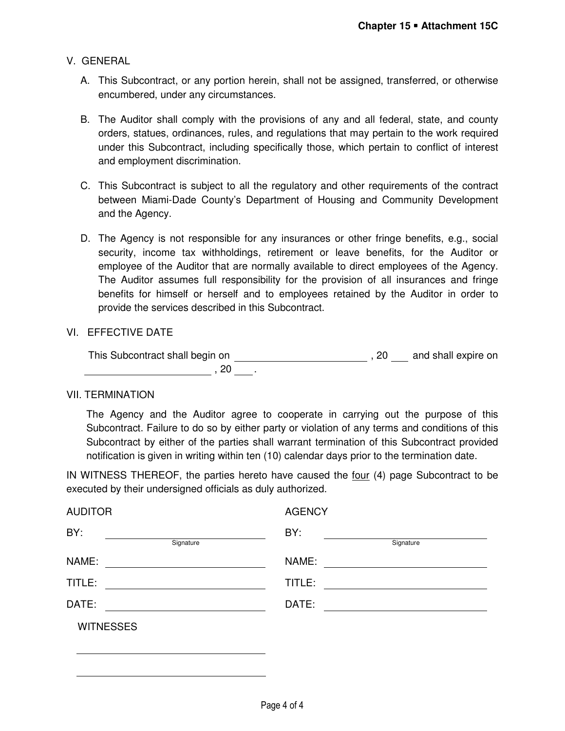## V. GENERAL

A. This Subcontract, or any portion herein, shall not be assigned, transferred, or otherwise encumbered, under any circumstances.

B. The Auditor shall comply with the provisions of any and all federal, state, and county orders, statues, ordinances, rules, and regulations that may pertain to the work required under this Subcontract, including specifically those, which pertain to conflict of interest and employment discrimination.

C. This Subcontract is subject to all the regulatory and other requirements of the contract between Miami-Dade County's Department of Housing and Community Development and the Agency.

D. The Agency is not responsible for any insurances or other fringe benefits, e.g., social security, income tax withholdings, retirement or leave benefits, for the Auditor or employee of the Auditor that are normally available to direct employees of the Agency. The Auditor assumes full responsibility for the provision of all insurances and fringe benefits for himself or herself and to employees retained by the Auditor in order to provide the services described in this Subcontract.

## VI. EFFECTIVE DATE

This Subcontract shall begin on ______________________ , 20 ___ and shall expire on ______________________ , 20 ___ .

## VII. TERMINATION

The Agency and the Auditor agree to cooperate in carrying out the purpose of this Subcontract. Failure to do so by either party or violation of any terms and conditions of this Subcontract by either of the parties shall warrant termination of this Subcontract provided notification is given in writing within ten (10) calendar days prior to the termination date.

IN WITNESS THEREOF, the parties hereto have caused the four (4) page Subcontract to be executed by their undersigned officials as duly authorized.

| AUDITOR | | AGENCY | |
|---|---|---|---|
| BY: | ______________________ (Signature) | BY: | ______________________ (Signature) |
| NAME: | ______________________ | NAME: | ______________________ |
| TITLE: | ______________________ | TITLE: | ______________________ |
| DATE: | ______________________ | DATE: | ______________________ |

WITNESSES

______________________

______________________